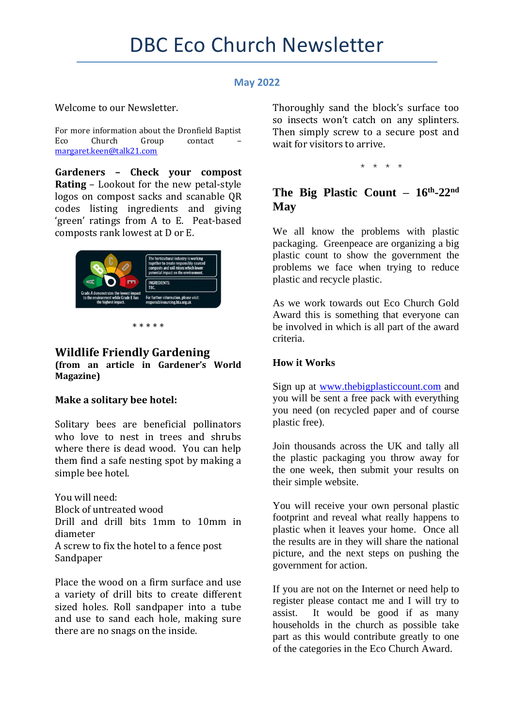# DBC Eco Church Newsletter

**May 2022**

Welcome to our Newsletter.

For more information about the Dronfield Baptist Eco Church Group contact – margaret.keen@talk21.com

**Gardeners – Check your compost Rating** – Lookout for the new petal-style logos on compost sacks and scanable QR codes listing ingredients and giving 'green' ratings from A to E. Peat-based composts rank lowest at D or E.

\* \* \* \* \*

## Wildlife Friendly Gardening

**(from an article in Gardener's World Magazine)**

### Make a solitary bee hotel:

Solitary bees are beneficial pollinators who love to nest in trees and shrubs where there is dead wood. You can help them find a safe nesting spot by making a simple bee hotel.

You will need:
Block of untreated wood
Drill and drill bits 1mm to 10mm in diameter
A screw to fix the hotel to a fence post
Sandpaper

Place the wood on a firm surface and use a variety of drill bits to create different sized holes. Roll sandpaper into a tube and use to sand each hole, making sure there are no snags on the inside.

Thoroughly sand the block's surface too so insects won't catch on any splinters. Then simply screw to a secure post and wait for visitors to arrive.

\* \* \* \*

## The Big Plastic Count – 16th-22nd May

We all know the problems with plastic packaging. Greenpeace are organizing a big plastic count to show the government the problems we face when trying to reduce plastic and recycle plastic.

As we work towards out Eco Church Gold Award this is something that everyone can be involved in which is all part of the award criteria.

### How it Works

Sign up at www.thebigplasticcount.com and you will be sent a free pack with everything you need (on recycled paper and of course plastic free).

Join thousands across the UK and tally all the plastic packaging you throw away for the one week, then submit your results on their simple website.

You will receive your own personal plastic footprint and reveal what really happens to plastic when it leaves your home. Once all the results are in they will share the national picture, and the next steps on pushing the government for action.

If you are not on the Internet or need help to register please contact me and I will try to assist. It would be good if as many households in the church as possible take part as this would contribute greatly to one of the categories in the Eco Church Award.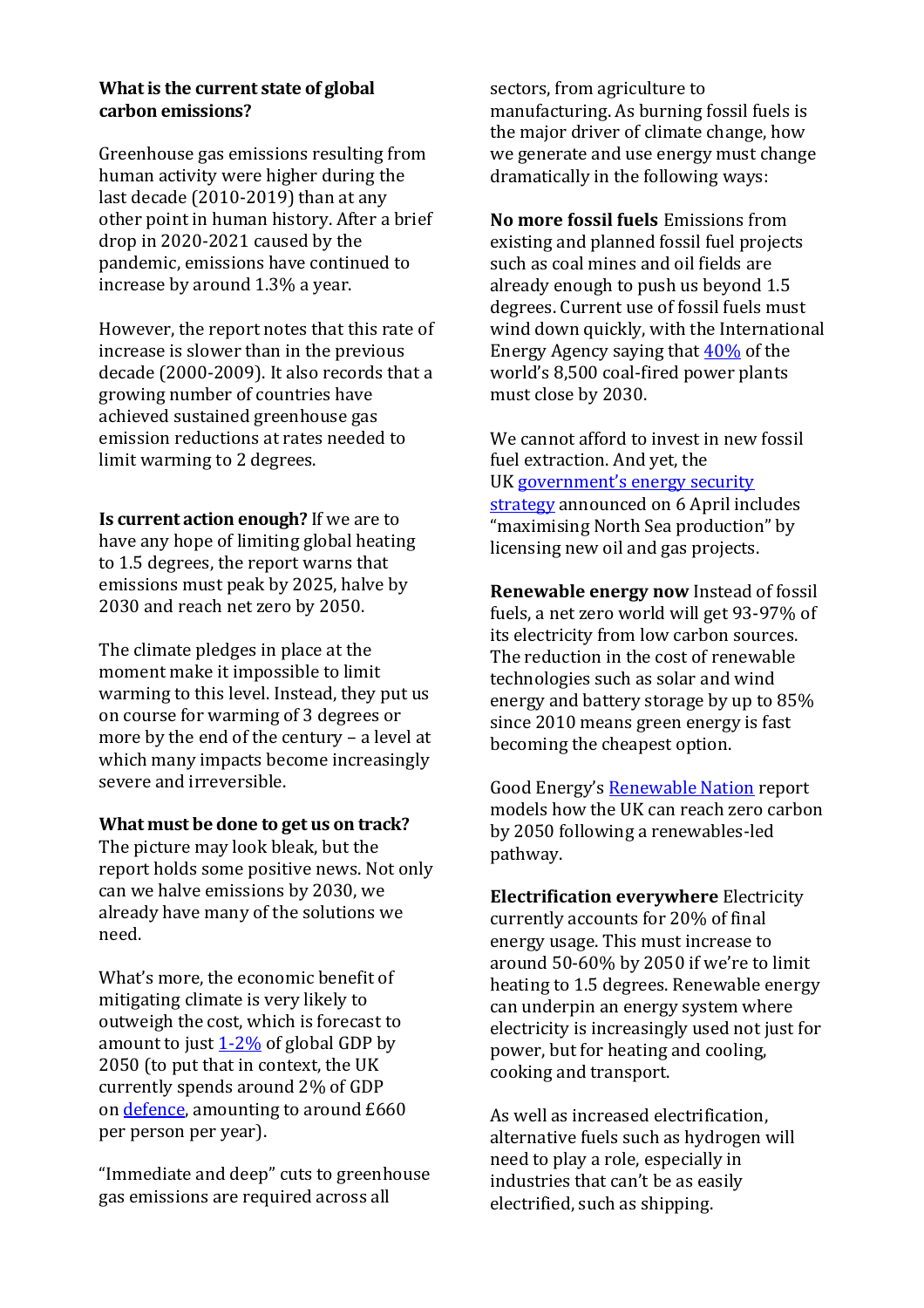**What is the current state of global carbon emissions?**

Greenhouse gas emissions resulting from human activity were higher during the last decade (2010-2019) than at any other point in human history. After a brief drop in 2020-2021 caused by the pandemic, emissions have continued to increase by around 1.3% a year.

However, the report notes that this rate of increase is slower than in the previous decade (2000-2009). It also records that a growing number of countries have achieved sustained greenhouse gas emission reductions at rates needed to limit warming to 2 degrees.

**Is current action enough?** If we are to have any hope of limiting global heating to 1.5 degrees, the report warns that emissions must peak by 2025, halve by 2030 and reach net zero by 2050.

The climate pledges in place at the moment make it impossible to limit warming to this level. Instead, they put us on course for warming of 3 degrees or more by the end of the century – a level at which many impacts become increasingly severe and irreversible.

**What must be done to get us on track?** The picture may look bleak, but the report holds some positive news. Not only can we halve emissions by 2030, we already have many of the solutions we need.

What's more, the economic benefit of mitigating climate is very likely to outweigh the cost, which is forecast to amount to just 1-2% of global GDP by 2050 (to put that in context, the UK currently spends around 2% of GDP on defence, amounting to around £660 per person per year).

"Immediate and deep" cuts to greenhouse gas emissions are required across all sectors, from agriculture to manufacturing. As burning fossil fuels is the major driver of climate change, how we generate and use energy must change dramatically in the following ways:

**No more fossil fuels** Emissions from existing and planned fossil fuel projects such as coal mines and oil fields are already enough to push us beyond 1.5 degrees. Current use of fossil fuels must wind down quickly, with the International Energy Agency saying that 40% of the world's 8,500 coal-fired power plants must close by 2030.

We cannot afford to invest in new fossil fuel extraction. And yet, the UK government's energy security strategy announced on 6 April includes "maximising North Sea production" by licensing new oil and gas projects.

**Renewable energy now** Instead of fossil fuels, a net zero world will get 93-97% of its electricity from low carbon sources. The reduction in the cost of renewable technologies such as solar and wind energy and battery storage by up to 85% since 2010 means green energy is fast becoming the cheapest option.

Good Energy's Renewable Nation report models how the UK can reach zero carbon by 2050 following a renewables-led pathway.

**Electrification everywhere** Electricity currently accounts for 20% of final energy usage. This must increase to around 50-60% by 2050 if we're to limit heating to 1.5 degrees. Renewable energy can underpin an energy system where electricity is increasingly used not just for power, but for heating and cooling, cooking and transport.

As well as increased electrification, alternative fuels such as hydrogen will need to play a role, especially in industries that can't be as easily electrified, such as shipping.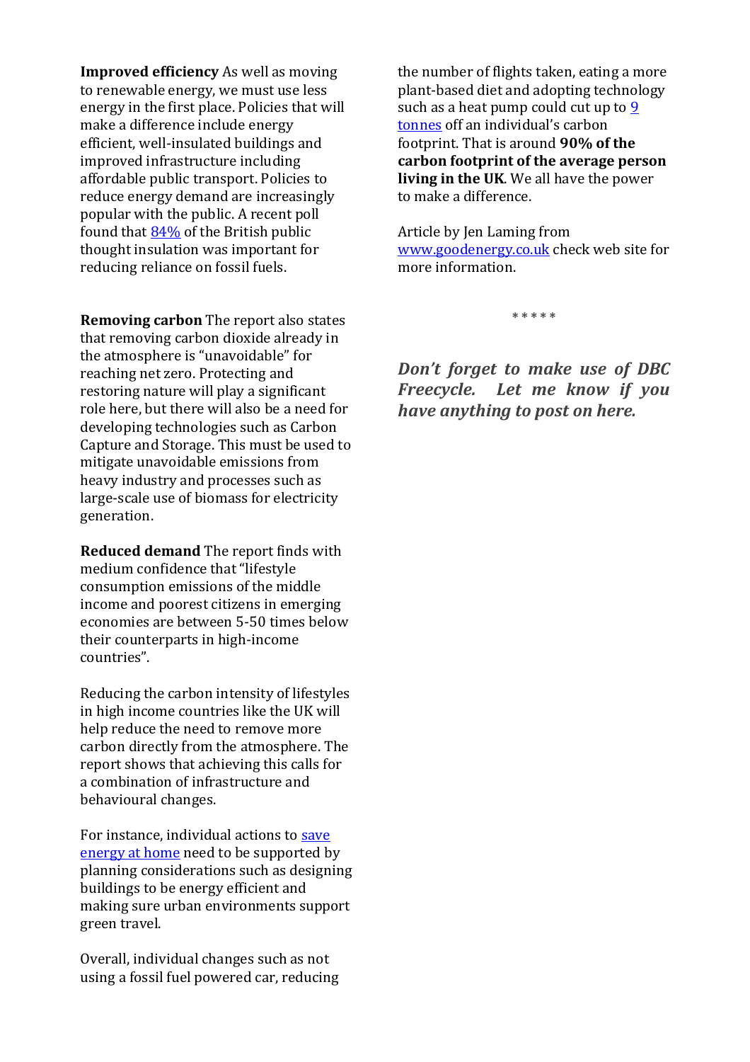**Improved efficiency** As well as moving to renewable energy, we must use less energy in the first place. Policies that will make a difference include energy efficient, well-insulated buildings and improved infrastructure including affordable public transport. Policies to reduce energy demand are increasingly popular with the public. A recent poll found that [84%](#) of the British public thought insulation was important for reducing reliance on fossil fuels.

**Removing carbon** The report also states that removing carbon dioxide already in the atmosphere is "unavoidable" for reaching net zero. Protecting and restoring nature will play a significant role here, but there will also be a need for developing technologies such as Carbon Capture and Storage. This must be used to mitigate unavoidable emissions from heavy industry and processes such as large-scale use of biomass for electricity generation.

**Reduced demand** The report finds with medium confidence that "lifestyle consumption emissions of the middle income and poorest citizens in emerging economies are between 5-50 times below their counterparts in high-income countries".

Reducing the carbon intensity of lifestyles in high income countries like the UK will help reduce the need to remove more carbon directly from the atmosphere. The report shows that achieving this calls for a combination of infrastructure and behavioural changes.

For instance, individual actions to [save energy at home](#) need to be supported by planning considerations such as designing buildings to be energy efficient and making sure urban environments support green travel.

Overall, individual changes such as not using a fossil fuel powered car, reducing the number of flights taken, eating a more plant-based diet and adopting technology such as a heat pump could cut up to [9 tonnes](#) off an individual's carbon footprint. That is around **90% of the carbon footprint of the average person living in the UK**. We all have the power to make a difference.

Article by Jen Laming from [www.goodenergy.co.uk](http://www.goodenergy.co.uk) check web site for more information.

\* \* \* \* \*

***Don't forget to make use of DBC Freecycle. Let me know if you have anything to post on here.***